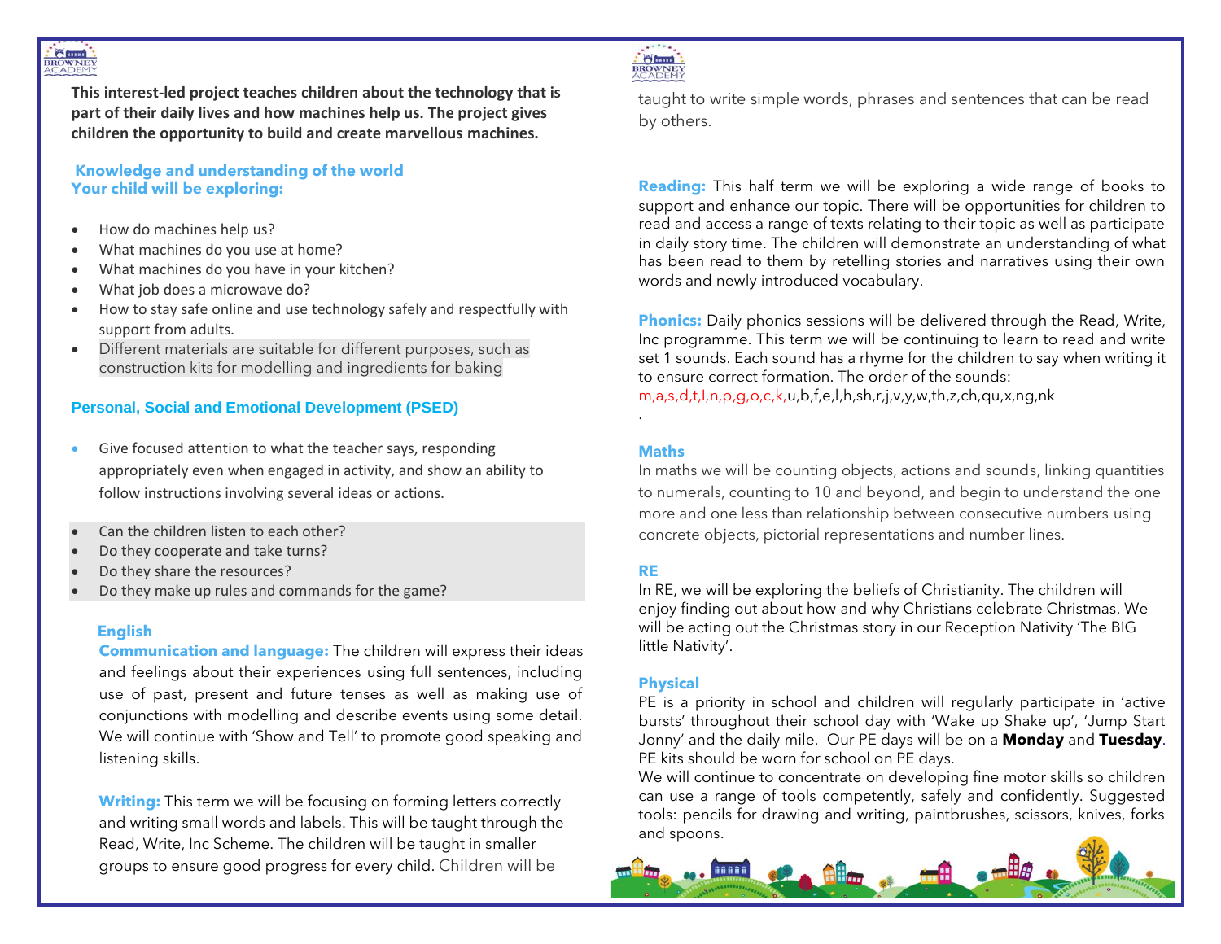**This interest-led project teaches children about the technology that is part of their daily lives and how machines help us. The project gives children the opportunity to build and create marvellous machines.**

### Knowledge and understanding of the world
### Your child will be exploring:

- How do machines help us?
- What machines do you use at home?
- What machines do you have in your kitchen?
- What job does a microwave do?
- How to stay safe online and use technology safely and respectfully with support from adults.
- Different materials are suitable for different purposes, such as construction kits for modelling and ingredients for baking

### Personal, Social and Emotional Development (PSED)

- Give focused attention to what the teacher says, responding appropriately even when engaged in activity, and show an ability to follow instructions involving several ideas or actions.

- Can the children listen to each other?
- Do they cooperate and take turns?
- Do they share the resources?
- Do they make up rules and commands for the game?

### English

**Communication and language:** The children will express their ideas and feelings about their experiences using full sentences, including use of past, present and future tenses as well as making use of conjunctions with modelling and describe events using some detail. We will continue with 'Show and Tell' to promote good speaking and listening skills.

**Writing:** This term we will be focusing on forming letters correctly and writing small words and labels. This will be taught through the Read, Write, Inc Scheme. The children will be taught in smaller groups to ensure good progress for every child. Children will be taught to write simple words, phrases and sentences that can be read by others.

**Reading:** This half term we will be exploring a wide range of books to support and enhance our topic. There will be opportunities for children to read and access a range of texts relating to their topic as well as participate in daily story time. The children will demonstrate an understanding of what has been read to them by retelling stories and narratives using their own words and newly introduced vocabulary.

**Phonics:** Daily phonics sessions will be delivered through the Read, Write, Inc programme. This term we will be continuing to learn to read and write set 1 sounds. Each sound has a rhyme for the children to say when writing it to ensure correct formation. The order of the sounds: m,a,s,d,t,I,n,p,g,o,c,k,u,b,f,e,l,h,sh,r,j,v,y,w,th,z,ch,qu,x,ng,nk

.

### Maths

In maths we will be counting objects, actions and sounds, linking quantities to numerals, counting to 10 and beyond, and begin to understand the one more and one less than relationship between consecutive numbers using concrete objects, pictorial representations and number lines.

### RE

In RE, we will be exploring the beliefs of Christianity. The children will enjoy finding out about how and why Christians celebrate Christmas. We will be acting out the Christmas story in our Reception Nativity 'The BIG little Nativity'.

### Physical

PE is a priority in school and children will regularly participate in 'active bursts' throughout their school day with 'Wake up Shake up', 'Jump Start Jonny' and the daily mile. Our PE days will be on a **Monday** and **Tuesday**. PE kits should be worn for school on PE days.

We will continue to concentrate on developing fine motor skills so children can use a range of tools competently, safely and confidently. Suggested tools: pencils for drawing and writing, paintbrushes, scissors, knives, forks and spoons.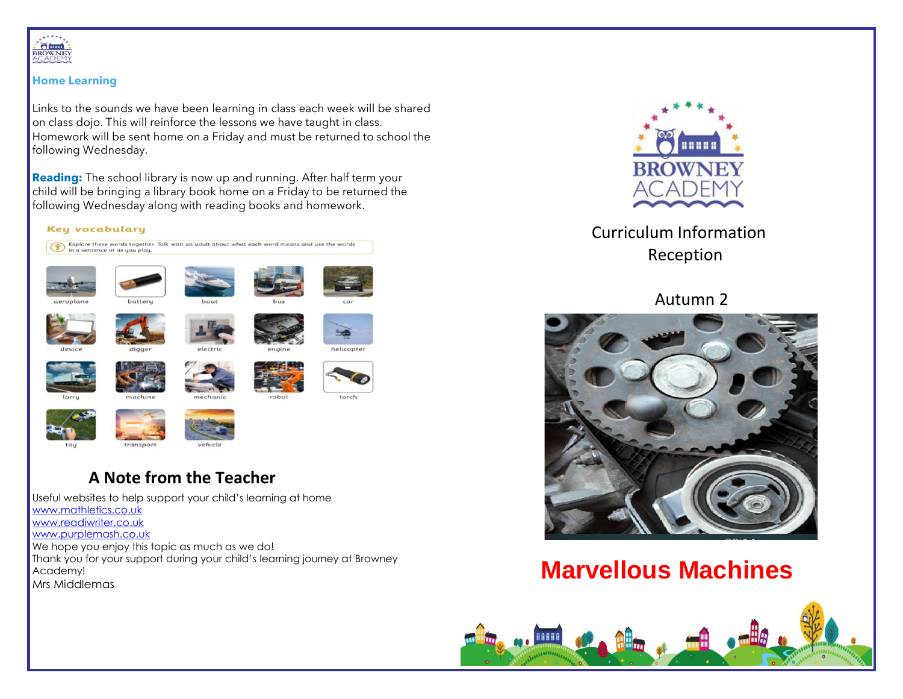BROWNEY ACADEMY

## Home Learning

Links to the sounds we have been learning in class each week will be shared on class dojo. This will reinforce the lessons we have taught in class. Homework will be sent home on a Friday and must be returned to school the following Wednesday.

**Reading:** The school library is now up and running. After half term your child will be bringing a library book home on a Friday to be returned the following Wednesday along with reading books and homework.

### Key vocabulary

Explore these words together. Talk with an adult about what each word means and use the words in a sentence or as you play.

aeroplane, battery, boat, bus, car, device, digger, electric, engine, helicopter, lorry, machine, mechanic, robot, torch, toy, transport, vehicle

## A Note from the Teacher

Useful websites to help support your child's learning at home
www.mathletics.co.uk
www.readiwriter.co.uk
www.purplemash.co.uk
We hope you enjoy this topic as much as we do!
Thank you for your support during your child's learning journey at Browney Academy!
Mrs Middlemas

BROWNEY ACADEMY

Curriculum Information
Reception

Autumn 2

# Marvellous Machines